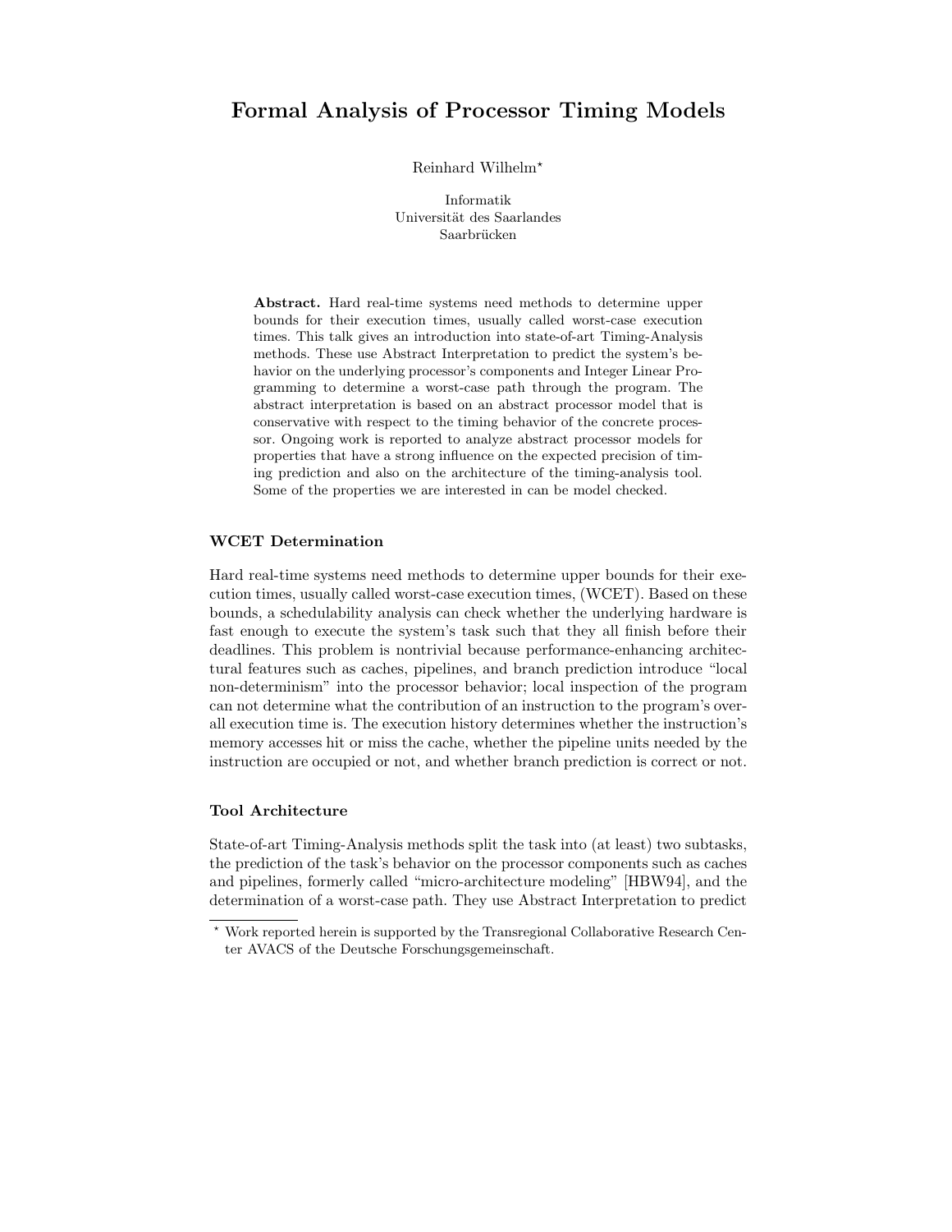# Formal Analysis of Processor Timing Models

Reinhard Wilhelm*

Informatik
Universität des Saarlandes
Saarbrücken

**Abstract.** Hard real-time systems need methods to determine upper bounds for their execution times, usually called worst-case execution times. This talk gives an introduction into state-of-art Timing-Analysis methods. These use Abstract Interpretation to predict the system's behavior on the underlying processor's components and Integer Linear Programming to determine a worst-case path through the program. The abstract interpretation is based on an abstract processor model that is conservative with respect to the timing behavior of the concrete processor. Ongoing work is reported to analyze abstract processor models for properties that have a strong influence on the expected precision of timing prediction and also on the architecture of the timing-analysis tool. Some of the properties we are interested in can be model checked.

### WCET Determination

Hard real-time systems need methods to determine upper bounds for their execution times, usually called worst-case execution times, (WCET). Based on these bounds, a schedulability analysis can check whether the underlying hardware is fast enough to execute the system's task such that they all finish before their deadlines. This problem is nontrivial because performance-enhancing architectural features such as caches, pipelines, and branch prediction introduce "local non-determinism" into the processor behavior; local inspection of the program can not determine what the contribution of an instruction to the program's overall execution time is. The execution history determines whether the instruction's memory accesses hit or miss the cache, whether the pipeline units needed by the instruction are occupied or not, and whether branch prediction is correct or not.

### Tool Architecture

State-of-art Timing-Analysis methods split the task into (at least) two subtasks, the prediction of the task's behavior on the processor components such as caches and pipelines, formerly called "micro-architecture modeling" [HBW94], and the determination of a worst-case path. They use Abstract Interpretation to predict

* Work reported herein is supported by the Transregional Collaborative Research Center AVACS of the Deutsche Forschungsgemeinschaft.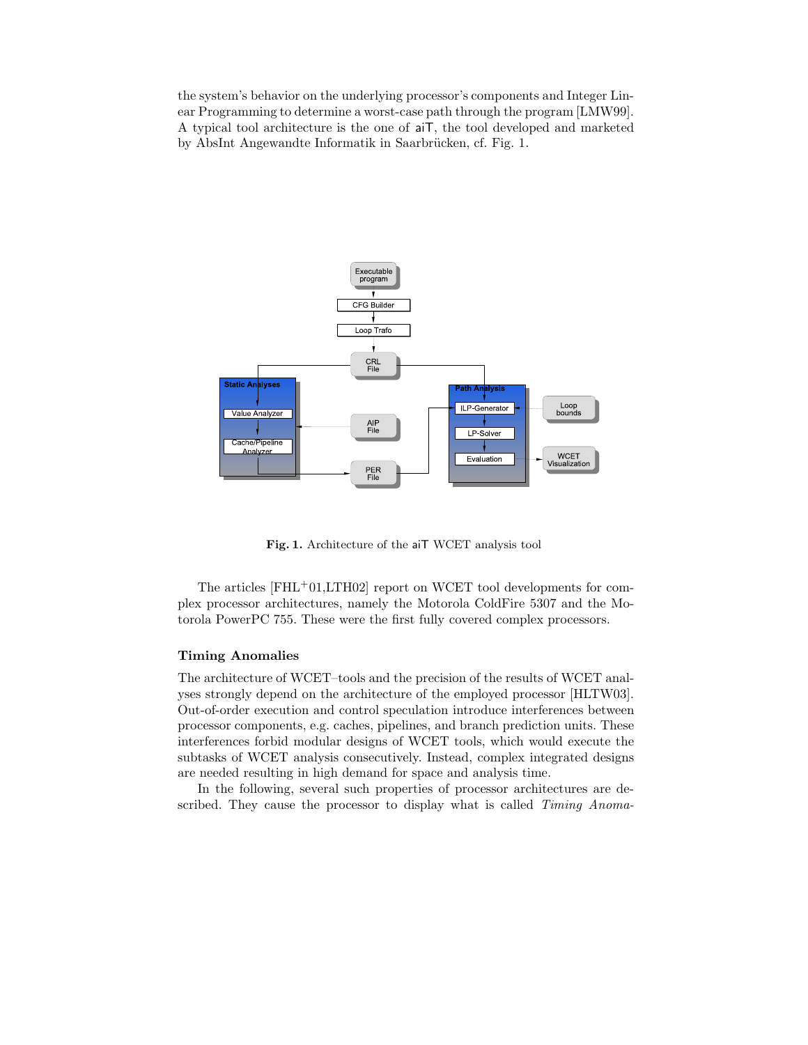the system's behavior on the underlying processor's components and Integer Linear Programming to determine a worst-case path through the program [LMW99]. A typical tool architecture is the one of aiT, the tool developed and marketed by AbsInt Angewandte Informatik in Saarbrücken, cf. Fig. 1.

**Fig. 1.** Architecture of the aiT WCET analysis tool

The articles [FHL+01,LTH02] report on WCET tool developments for complex processor architectures, namely the Motorola ColdFire 5307 and the Motorola PowerPC 755. These were the first fully covered complex processors.

### Timing Anomalies

The architecture of WCET–tools and the precision of the results of WCET analyses strongly depend on the architecture of the employed processor [HLTW03]. Out-of-order execution and control speculation introduce interferences between processor components, e.g. caches, pipelines, and branch prediction units. These interferences forbid modular designs of WCET tools, which would execute the subtasks of WCET analysis consecutively. Instead, complex integrated designs are needed resulting in high demand for space and analysis time.

In the following, several such properties of processor architectures are described. They cause the processor to display what is called *Timing Anoma-*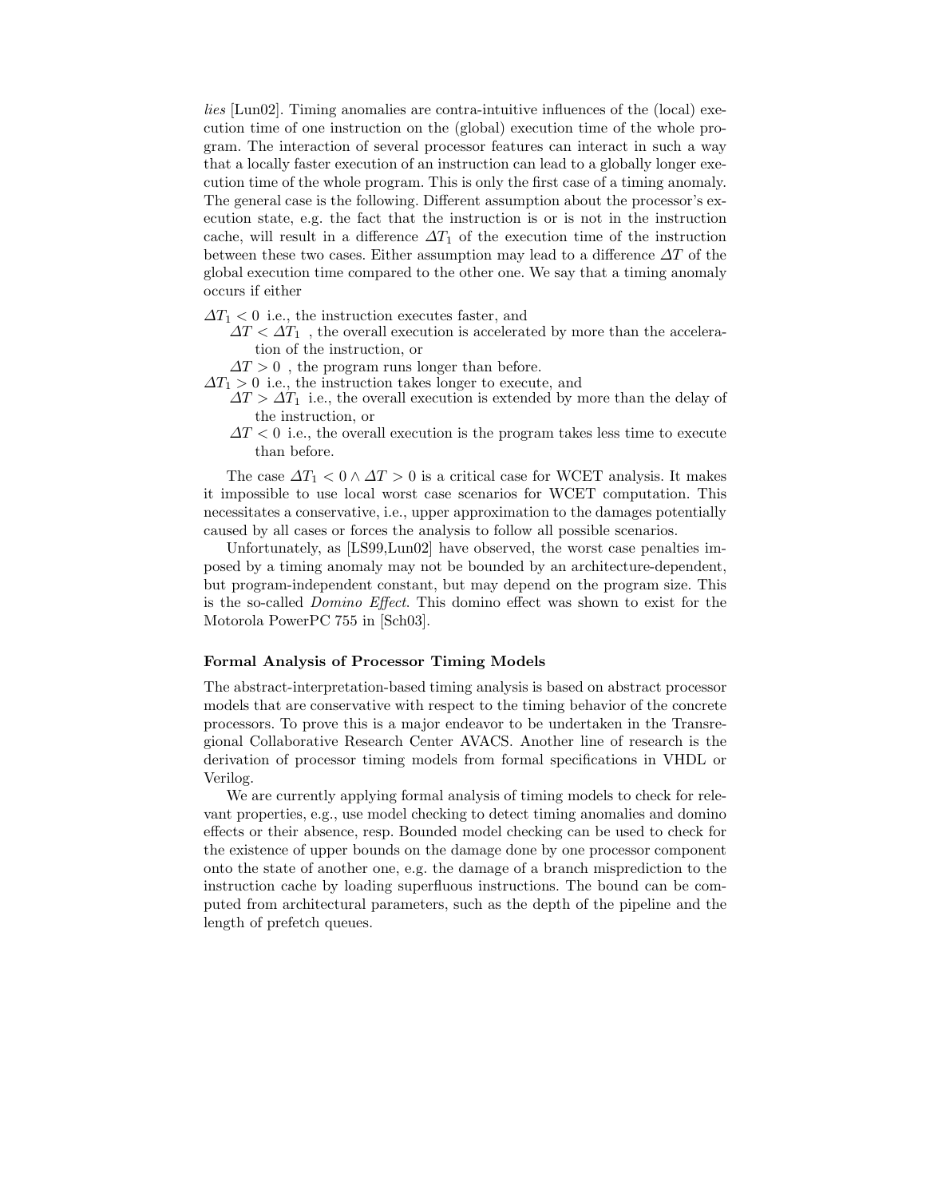*lies* [Lun02]. Timing anomalies are contra-intuitive influences of the (local) execution time of one instruction on the (global) execution time of the whole program. The interaction of several processor features can interact in such a way that a locally faster execution of an instruction can lead to a globally longer execution time of the whole program. This is only the first case of a timing anomaly. The general case is the following. Different assumption about the processor's execution state, e.g. the fact that the instruction is or is not in the instruction cache, will result in a difference $\Delta T_1$ of the execution time of the instruction between these two cases. Either assumption may lead to a difference $\Delta T$ of the global execution time compared to the other one. We say that a timing anomaly occurs if either

- $\Delta T_1 < 0$ i.e., the instruction executes faster, and
  - $\Delta T < \Delta T_1$ , the overall execution is accelerated by more than the acceleration of the instruction, or
  - $\Delta T > 0$ , the program runs longer than before.
- $\Delta T_1 > 0$ i.e., the instruction takes longer to execute, and
  - $\Delta T > \Delta T_1$ i.e., the overall execution is extended by more than the delay of the instruction, or
  - $\Delta T < 0$ i.e., the overall execution is the program takes less time to execute than before.

The case $\Delta T_1 < 0 \wedge \Delta T > 0$ is a critical case for WCET analysis. It makes it impossible to use local worst case scenarios for WCET computation. This necessitates a conservative, i.e., upper approximation to the damages potentially caused by all cases or forces the analysis to follow all possible scenarios.

Unfortunately, as [LS99,Lun02] have observed, the worst case penalties imposed by a timing anomaly may not be bounded by an architecture-dependent, but program-independent constant, but may depend on the program size. This is the so-called *Domino Effect*. This domino effect was shown to exist for the Motorola PowerPC 755 in [Sch03].

**Formal Analysis of Processor Timing Models**

The abstract-interpretation-based timing analysis is based on abstract processor models that are conservative with respect to the timing behavior of the concrete processors. To prove this is a major endeavor to be undertaken in the Transregional Collaborative Research Center AVACS. Another line of research is the derivation of processor timing models from formal specifications in VHDL or Verilog.

We are currently applying formal analysis of timing models to check for relevant properties, e.g., use model checking to detect timing anomalies and domino effects or their absence, resp. Bounded model checking can be used to check for the existence of upper bounds on the damage done by one processor component onto the state of another one, e.g. the damage of a branch misprediction to the instruction cache by loading superfluous instructions. The bound can be computed from architectural parameters, such as the depth of the pipeline and the length of prefetch queues.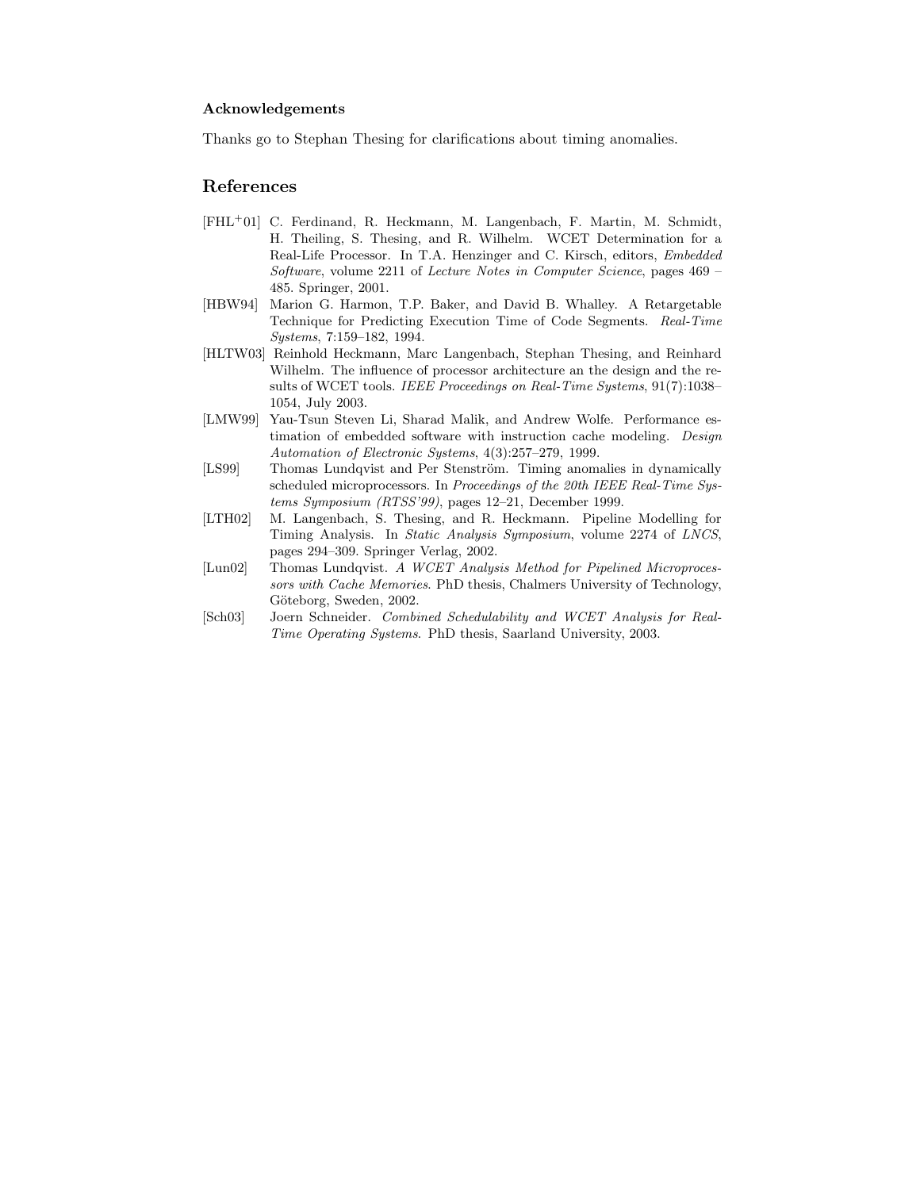### Acknowledgements

Thanks go to Stephan Thesing for clarifications about timing anomalies.

## References

- [FHL+01] C. Ferdinand, R. Heckmann, M. Langenbach, F. Martin, M. Schmidt, H. Theiling, S. Thesing, and R. Wilhelm. WCET Determination for a Real-Life Processor. In T.A. Henzinger and C. Kirsch, editors, *Embedded Software*, volume 2211 of *Lecture Notes in Computer Science*, pages 469 – 485. Springer, 2001.
- [HBW94] Marion G. Harmon, T.P. Baker, and David B. Whalley. A Retargetable Technique for Predicting Execution Time of Code Segments. *Real-Time Systems*, 7:159–182, 1994.
- [HLTW03] Reinhold Heckmann, Marc Langenbach, Stephan Thesing, and Reinhard Wilhelm. The influence of processor architecture an the design and the results of WCET tools. *IEEE Proceedings on Real-Time Systems*, 91(7):1038–1054, July 2003.
- [LMW99] Yau-Tsun Steven Li, Sharad Malik, and Andrew Wolfe. Performance estimation of embedded software with instruction cache modeling. *Design Automation of Electronic Systems*, 4(3):257–279, 1999.
- [LS99] Thomas Lundqvist and Per Stenström. Timing anomalies in dynamically scheduled microprocessors. In *Proceedings of the 20th IEEE Real-Time Systems Symposium (RTSS'99)*, pages 12–21, December 1999.
- [LTH02] M. Langenbach, S. Thesing, and R. Heckmann. Pipeline Modelling for Timing Analysis. In *Static Analysis Symposium*, volume 2274 of *LNCS*, pages 294–309. Springer Verlag, 2002.
- [Lun02] Thomas Lundqvist. *A WCET Analysis Method for Pipelined Microprocessors with Cache Memories*. PhD thesis, Chalmers University of Technology, Göteborg, Sweden, 2002.
- [Sch03] Joern Schneider. *Combined Schedulability and WCET Analysis for Real-Time Operating Systems*. PhD thesis, Saarland University, 2003.